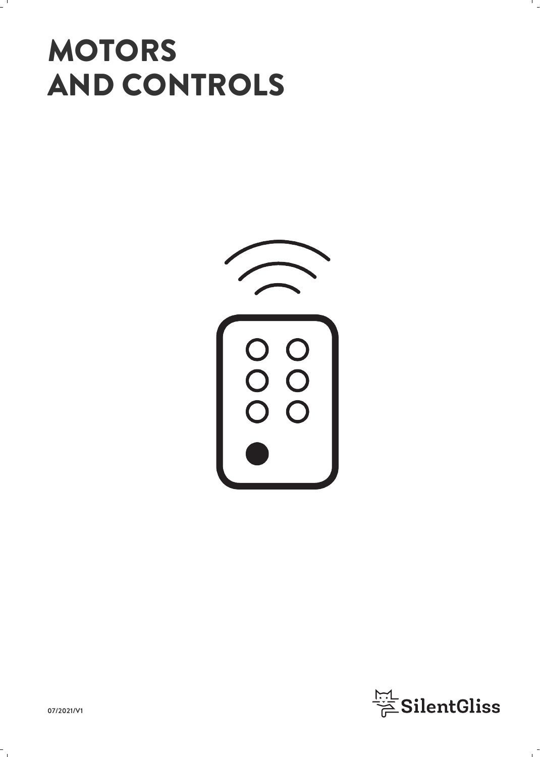# MOTORS AND CONTROLS

07/2021/V1

SilentGliss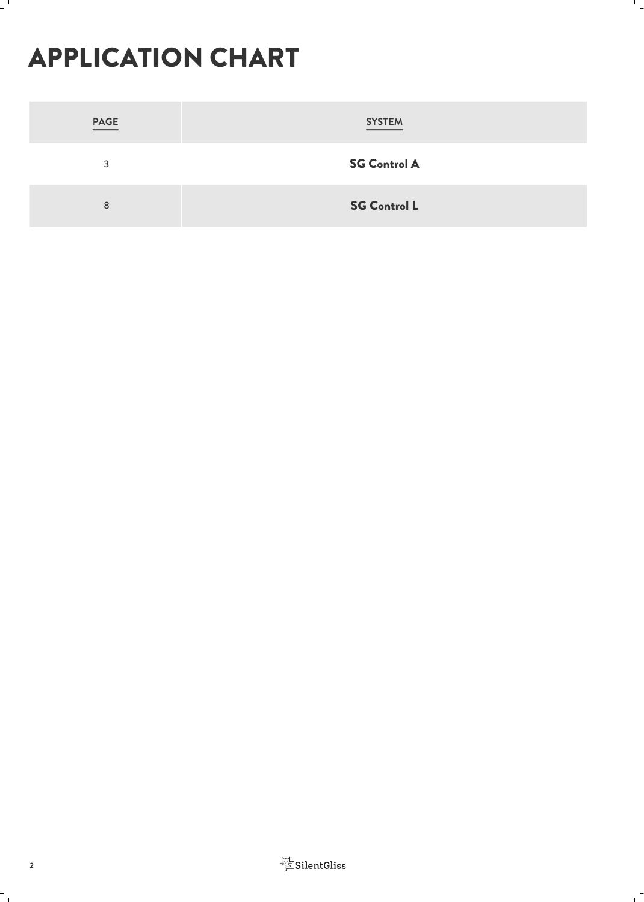# APPLICATION CHART

| PAGE | SYSTEM |
|---|---|
| 3 | **SG Control A** |
| 8 | **SG Control L** |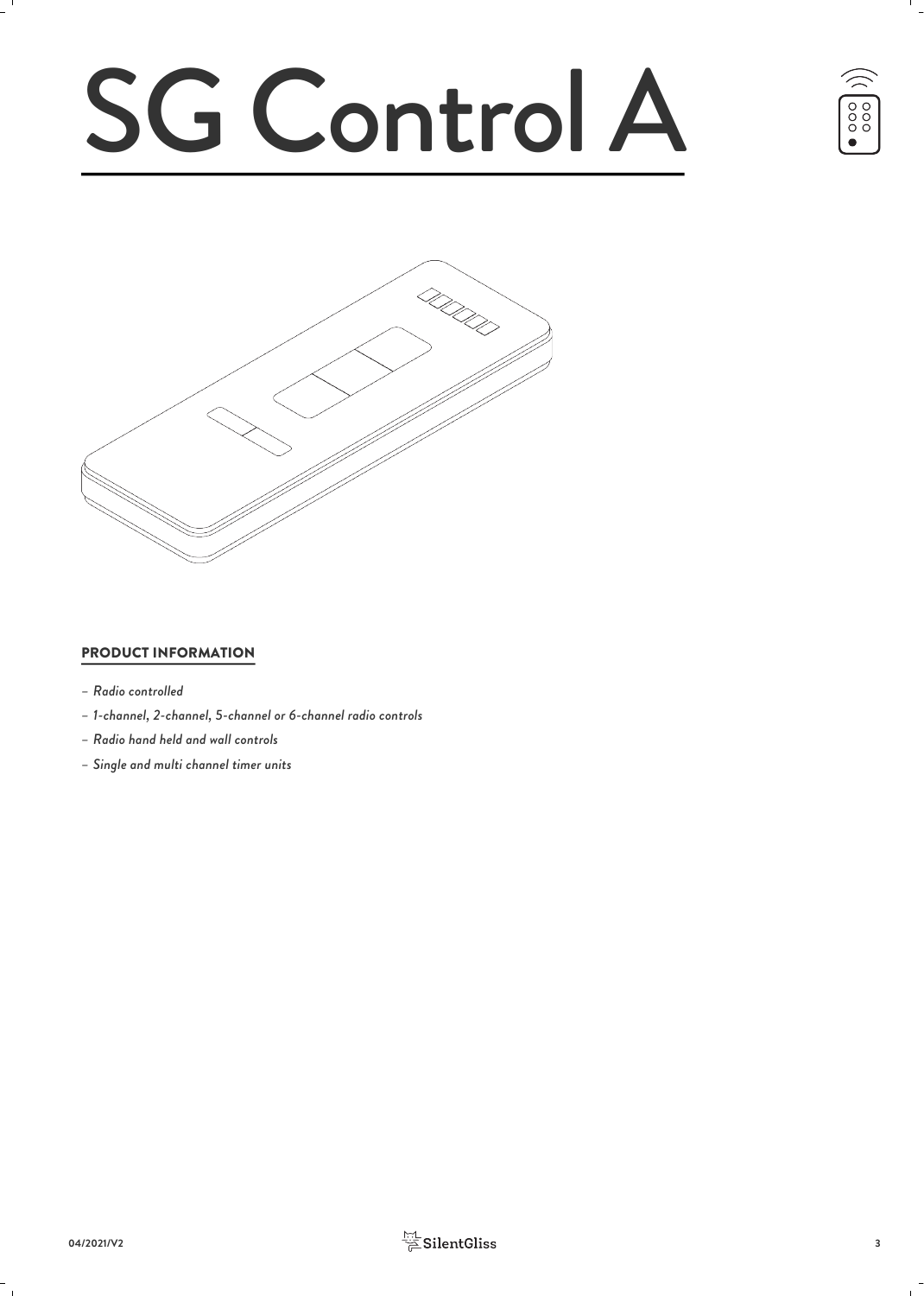# SG Control A

## PRODUCT INFORMATION

- *Radio controlled*
- *1-channel, 2-channel, 5-channel or 6-channel radio controls*
- *Radio hand held and wall controls*
- *Single and multi channel timer units*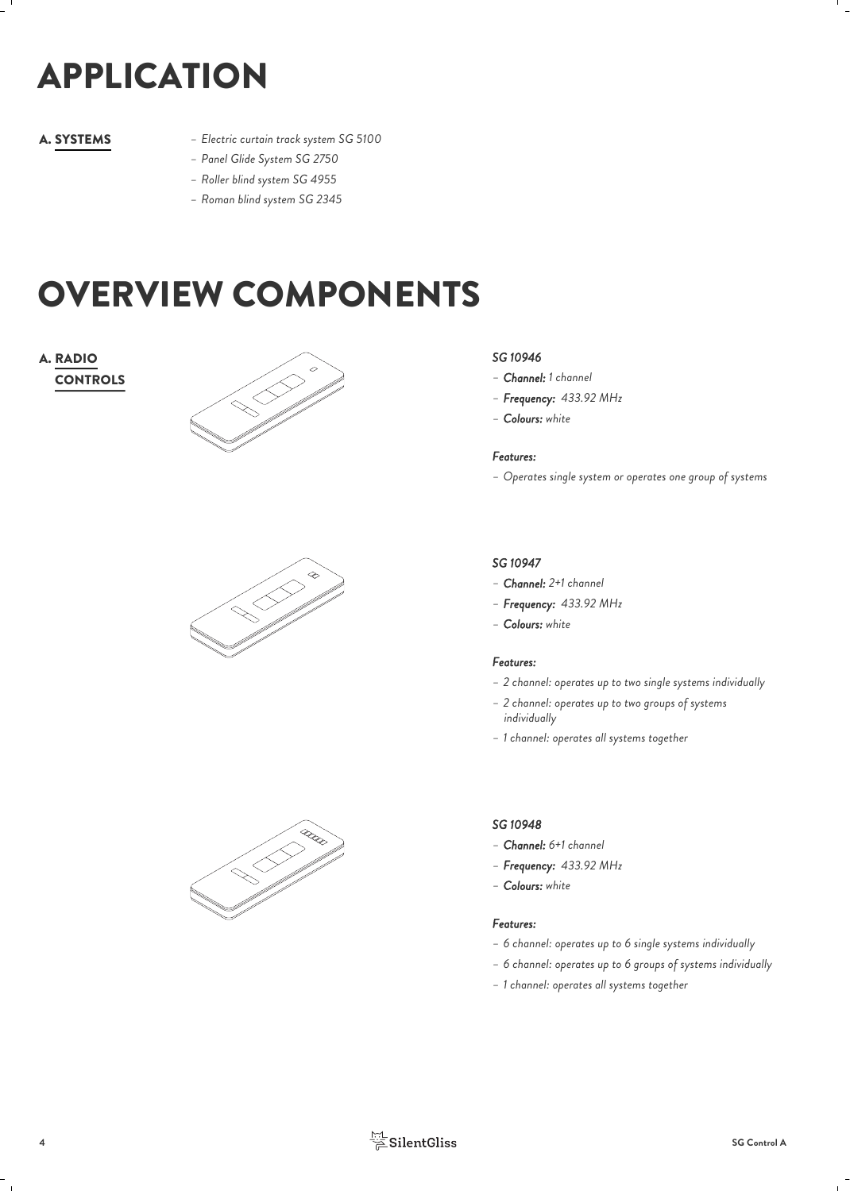# APPLICATION

## A. SYSTEMS

- *Electric curtain track system SG 5100*
- *Panel Glide System SG 2750*
- *Roller blind system SG 4955*
- *Roman blind system SG 2345*

# OVERVIEW COMPONENTS

## A. RADIO CONTROLS

***SG 10946***

- ***Channel:*** *1 channel*
- ***Frequency:*** *433.92 MHz*
- ***Colours:*** *white*

***Features:***

- *Operates single system or operates one group of systems*

***SG 10947***

- ***Channel:*** *2+1 channel*
- ***Frequency:*** *433.92 MHz*
- ***Colours:*** *white*

***Features:***

- *2 channel: operates up to two single systems individually*
- *2 channel: operates up to two groups of systems individually*
- *1 channel: operates all systems together*

***SG 10948***

- ***Channel:*** *6+1 channel*
- ***Frequency:*** *433.92 MHz*
- ***Colours:*** *white*

***Features:***

- *6 channel: operates up to 6 single systems individually*
- *6 channel: operates up to 6 groups of systems individually*
- *1 channel: operates all systems together*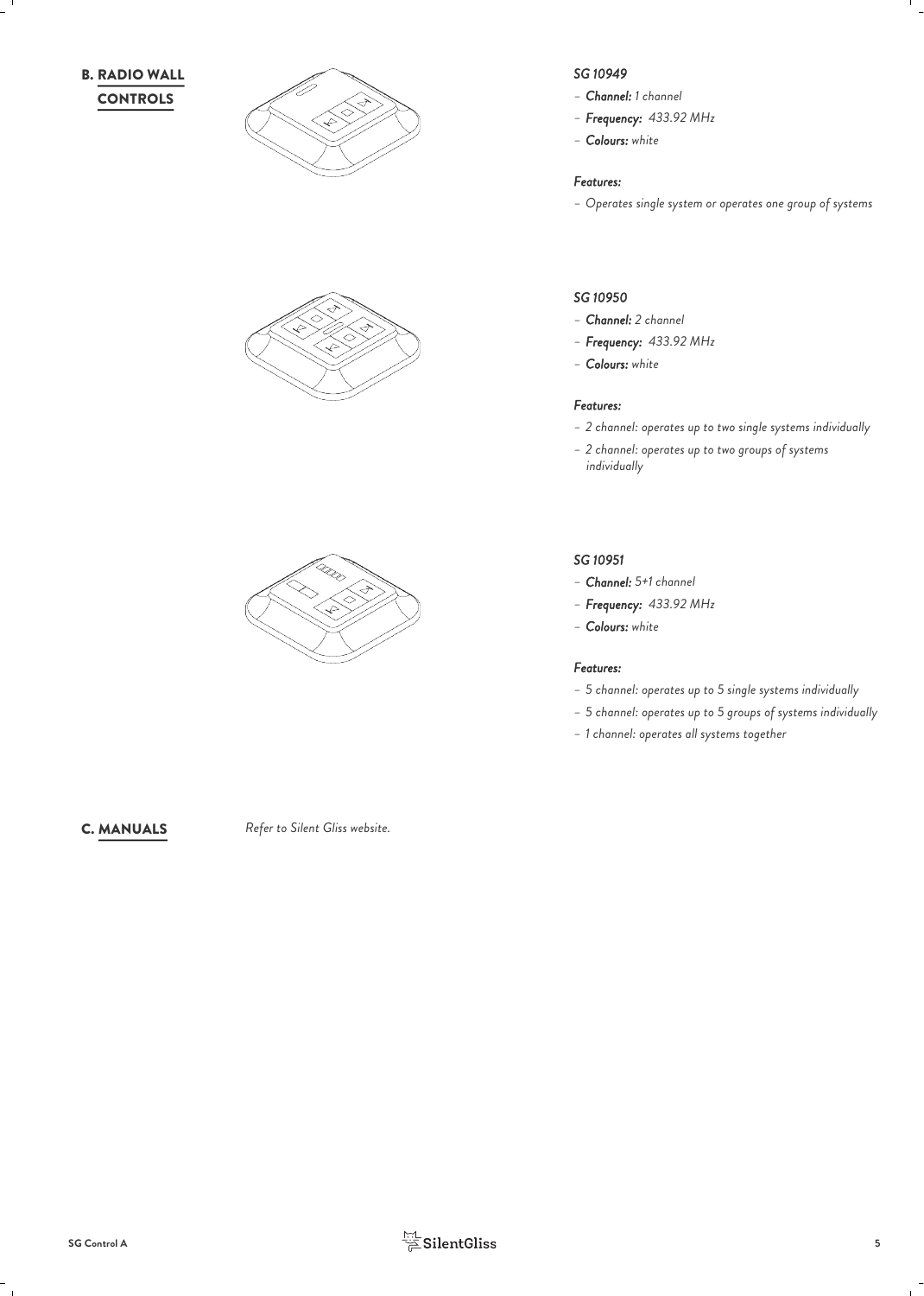## B. RADIO WALL CONTROLS

*SG 10949*

- ***Channel:*** *1 channel*
- ***Frequency:*** *433.92 MHz*
- ***Colours:*** *white*

***Features:***

- *Operates single system or operates one group of systems*

*SG 10950*

- ***Channel:*** *2 channel*
- ***Frequency:*** *433.92 MHz*
- ***Colours:*** *white*

***Features:***

- *2 channel: operates up to two single systems individually*
- *2 channel: operates up to two groups of systems individually*

*SG 10951*

- ***Channel:*** *5+1 channel*
- ***Frequency:*** *433.92 MHz*
- ***Colours:*** *white*

***Features:***

- *5 channel: operates up to 5 single systems individually*
- *5 channel: operates up to 5 groups of systems individually*
- *1 channel: operates all systems together*

## C. MANUALS

*Refer to Silent Gliss website.*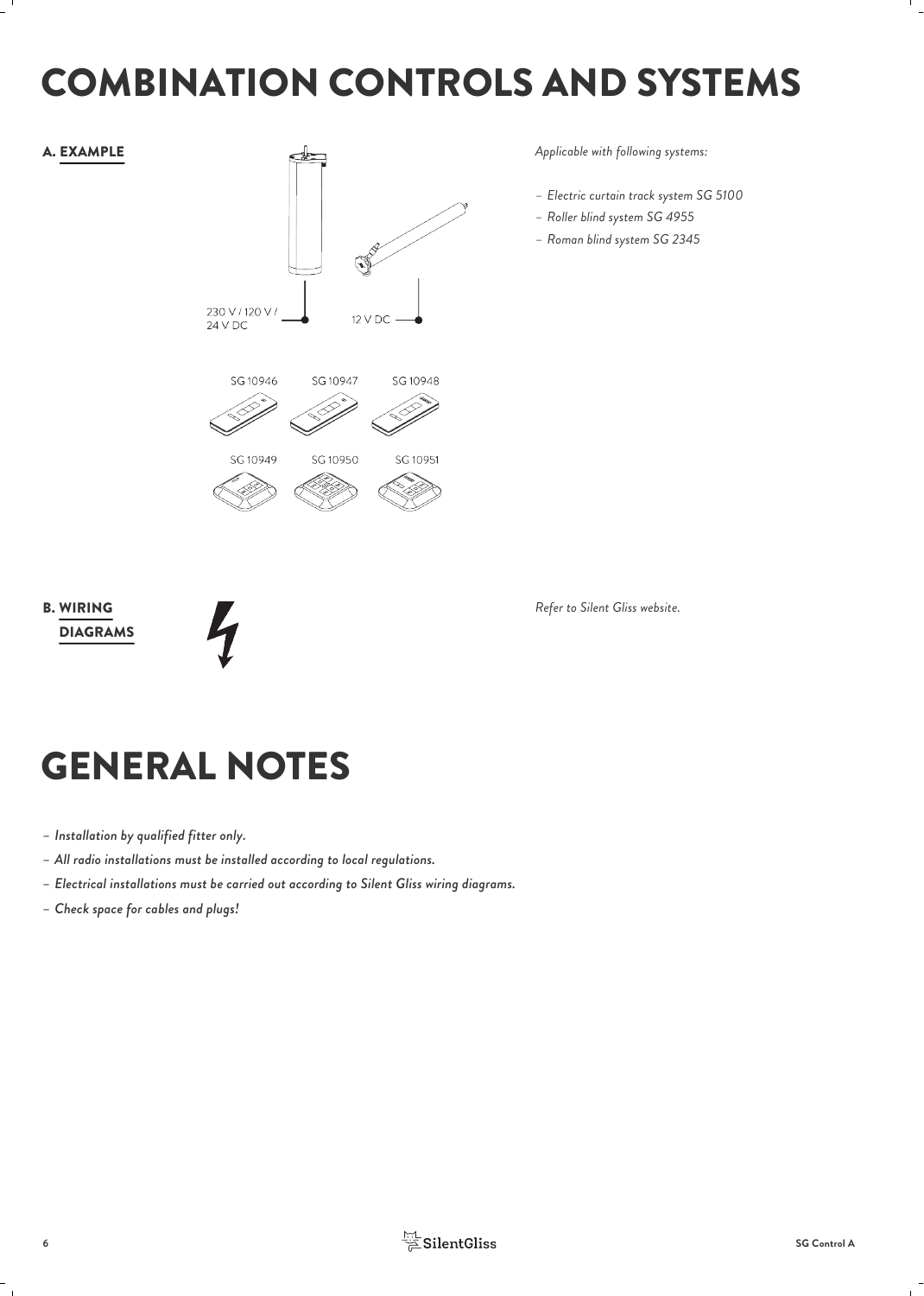# COMBINATION CONTROLS AND SYSTEMS

## A. EXAMPLE

230 V / 120 V / 24 V DC

12 V DC

SG 10946 SG 10947 SG 10948

SG 10949 SG 10950 SG 10951

*Applicable with following systems:*

- *Electric curtain track system SG 5100*
- *Roller blind system SG 4955*
- *Roman blind system SG 2345*

## B. WIRING DIAGRAMS

*Refer to Silent Gliss website.*

# GENERAL NOTES

- *Installation by qualified fitter only.*
- *All radio installations must be installed according to local regulations.*
- *Electrical installations must be carried out according to Silent Gliss wiring diagrams.*
- *Check space for cables and plugs!*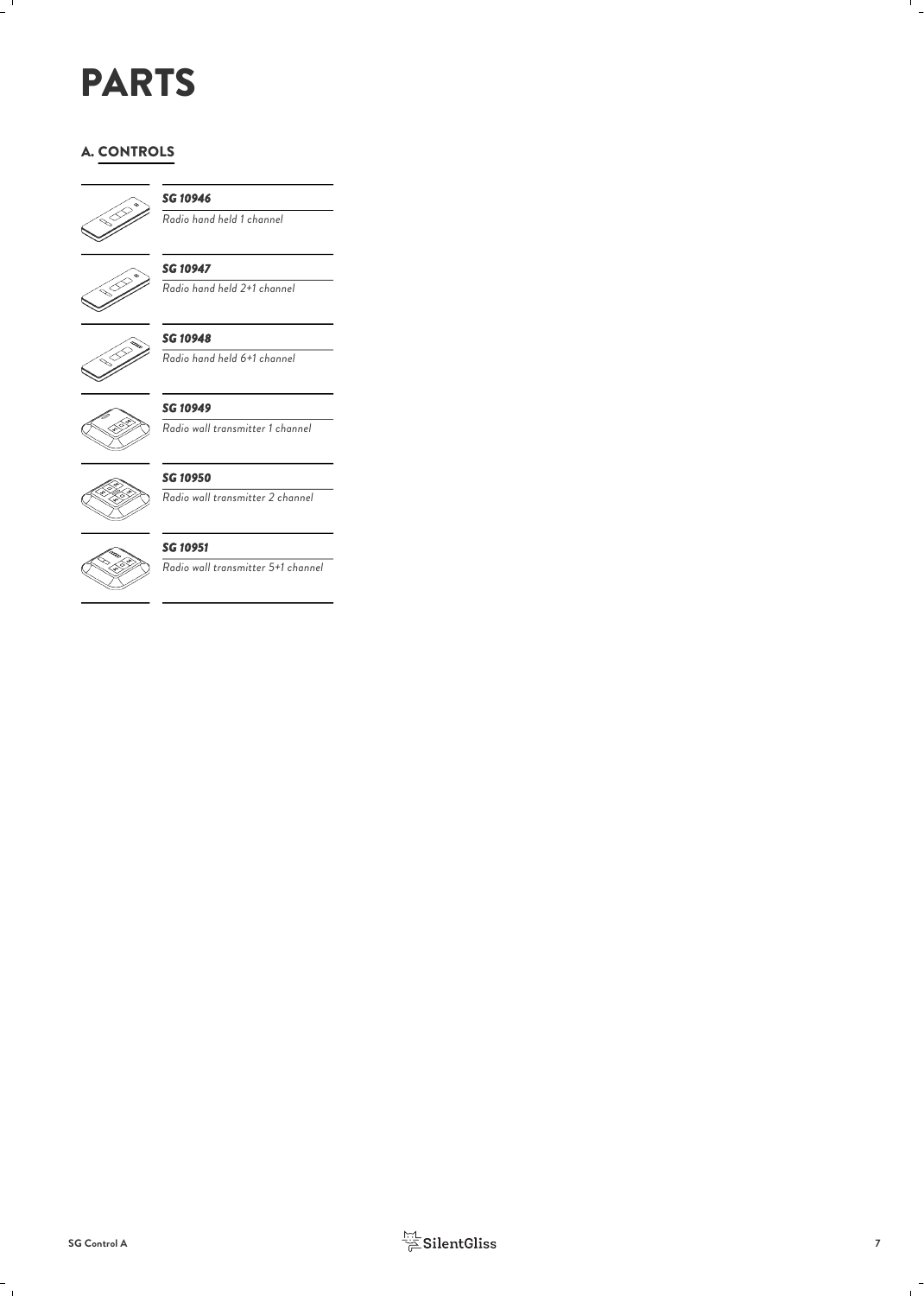# PARTS

## A. CONTROLS

*SG 10946*

*Radio hand held 1 channel*

*SG 10947*

*Radio hand held 2+1 channel*

*SG 10948*

*Radio hand held 6+1 channel*

*SG 10949*

*Radio wall transmitter 1 channel*

*SG 10950*

*Radio wall transmitter 2 channel*

*SG 10951*

*Radio wall transmitter 5+1 channel*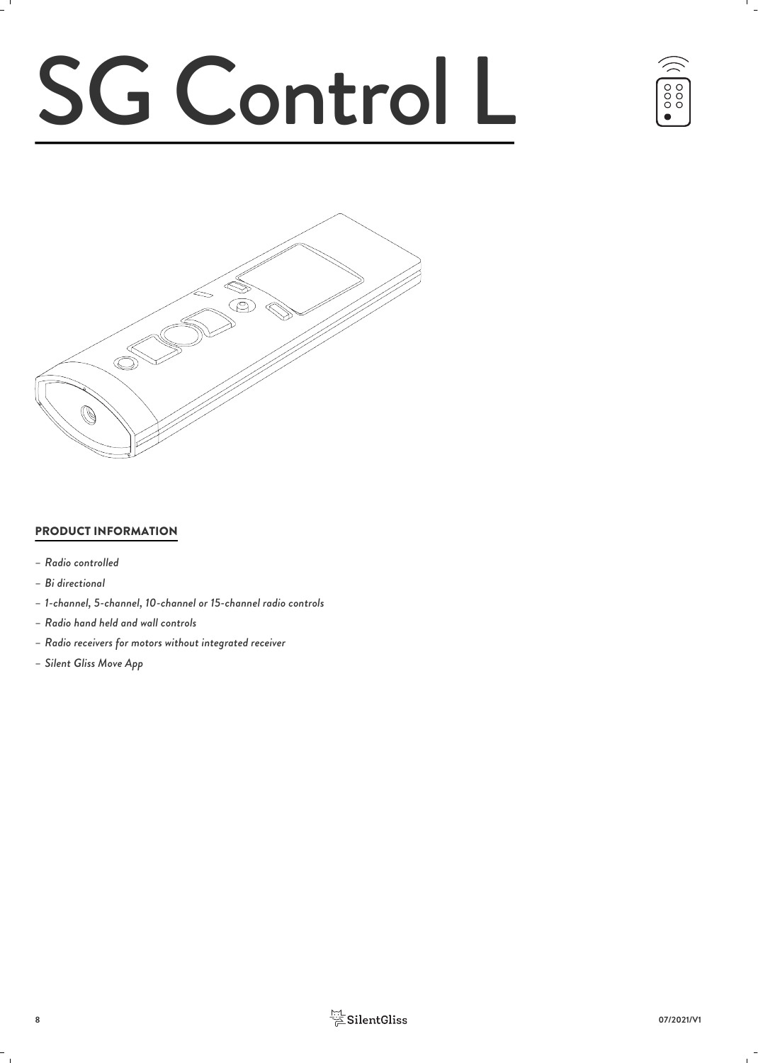# SG Control L

## PRODUCT INFORMATION

- *Radio controlled*
- *Bi directional*
- *1-channel, 5-channel, 10-channel or 15-channel radio controls*
- *Radio hand held and wall controls*
- *Radio receivers for motors without integrated receiver*
- *Silent Gliss Move App*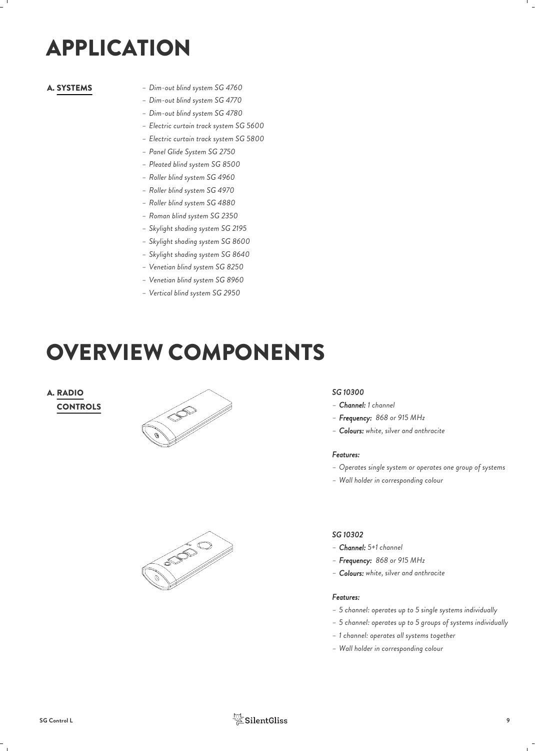# APPLICATION

## A. SYSTEMS

- *Dim-out blind system SG 4760*
- *Dim-out blind system SG 4770*
- *Dim-out blind system SG 4780*
- *Electric curtain track system SG 5600*
- *Electric curtain track system SG 5800*
- *Panel Glide System SG 2750*
- *Pleated blind system SG 8500*
- *Roller blind system SG 4960*
- *Roller blind system SG 4970*
- *Roller blind system SG 4880*
- *Roman blind system SG 2350*
- *Skylight shading system SG 2195*
- *Skylight shading system SG 8600*
- *Skylight shading system SG 8640*
- *Venetian blind system SG 8250*
- *Venetian blind system SG 8960*
- *Vertical blind system SG 2950*

# OVERVIEW COMPONENTS

## A. RADIO CONTROLS

### *SG 10300*

- ***Channel:*** *1 channel*
- ***Frequency:*** *868 or 915 MHz*
- ***Colours:*** *white, silver and anthracite*

***Features:***

- *Operates single system or operates one group of systems*
- *Wall holder in corresponding colour*

### *SG 10302*

- ***Channel:*** *5+1 channel*
- ***Frequency:*** *868 or 915 MHz*
- ***Colours:*** *white, silver and anthracite*

***Features:***

- *5 channel: operates up to 5 single systems individually*
- *5 channel: operates up to 5 groups of systems individually*
- *1 channel: operates all systems together*
- *Wall holder in corresponding colour*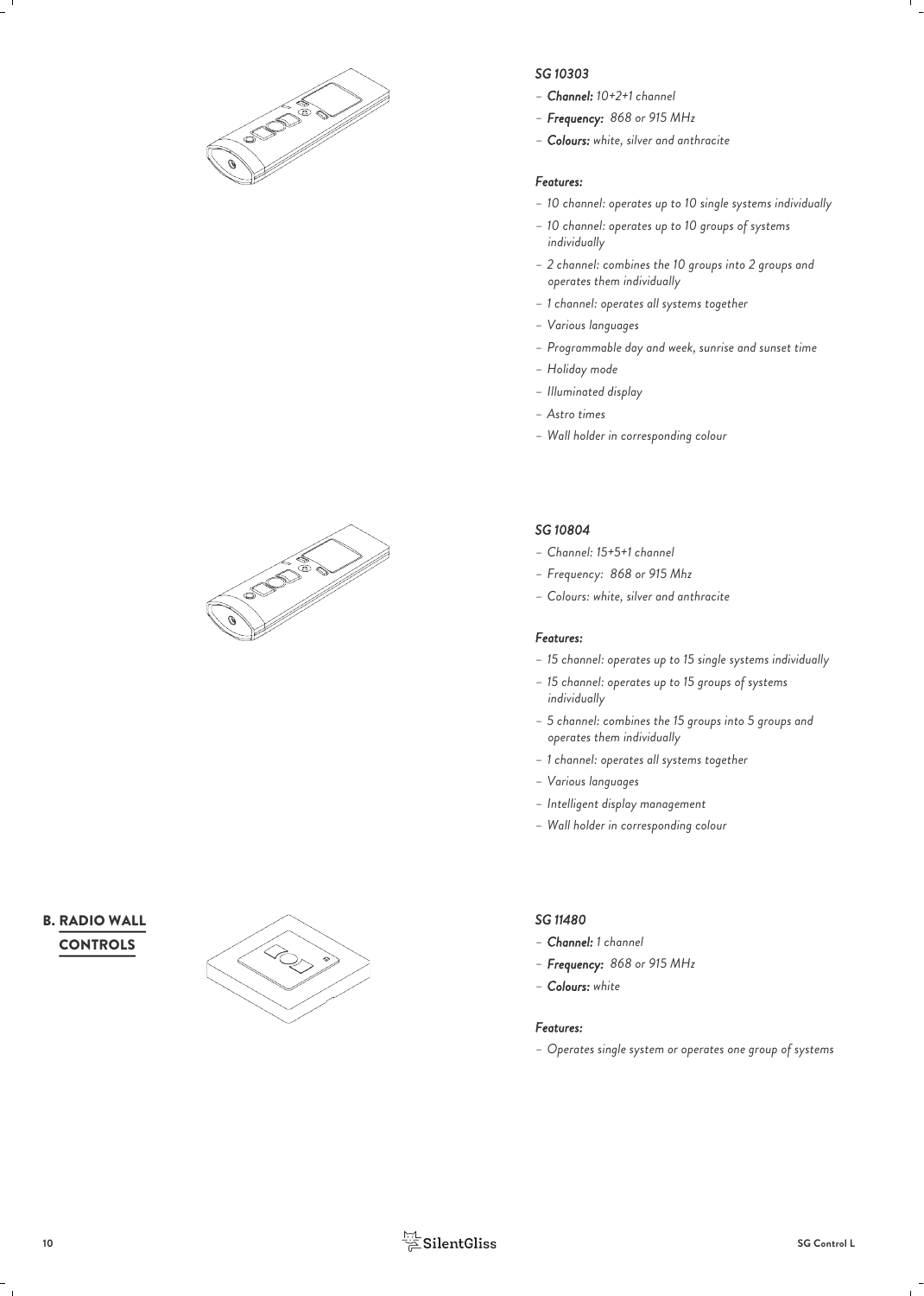*SG 10303*

- ***Channel:*** *10+2+1 channel*
- ***Frequency:*** *868 or 915 MHz*
- ***Colours:*** *white, silver and anthracite*

***Features:***

- *10 channel: operates up to 10 single systems individually*
- *10 channel: operates up to 10 groups of systems individually*
- *2 channel: combines the 10 groups into 2 groups and operates them individually*
- *1 channel: operates all systems together*
- *Various languages*
- *Programmable day and week, sunrise and sunset time*
- *Holiday mode*
- *Illuminated display*
- *Astro times*
- *Wall holder in corresponding colour*

*SG 10804*

- *Channel: 15+5+1 channel*
- *Frequency: 868 or 915 Mhz*
- *Colours: white, silver and anthracite*

***Features:***

- *15 channel: operates up to 15 single systems individually*
- *15 channel: operates up to 15 groups of systems individually*
- *5 channel: combines the 15 groups into 5 groups and operates them individually*
- *1 channel: operates all systems together*
- *Various languages*
- *Intelligent display management*
- *Wall holder in corresponding colour*

## B. RADIO WALL CONTROLS

*SG 11480*

- ***Channel:*** *1 channel*
- ***Frequency:*** *868 or 915 MHz*
- ***Colours:*** *white*

***Features:***

- *Operates single system or operates one group of systems*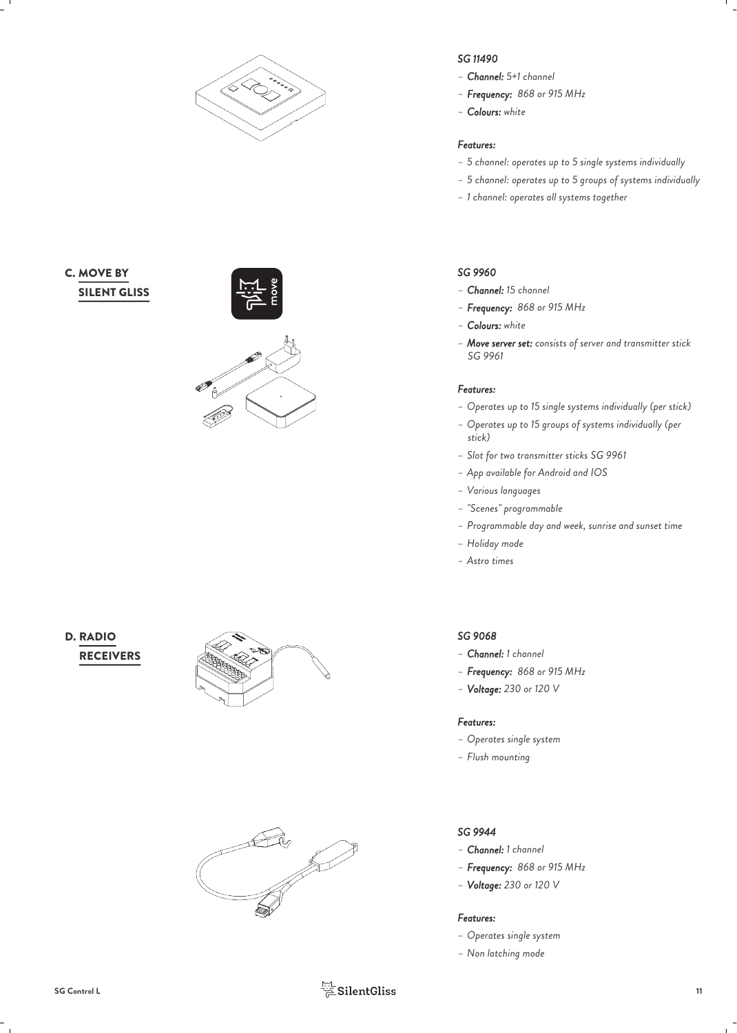### SG 11490

- ***Channel:*** *5+1 channel*
- ***Frequency:*** *868 or 915 MHz*
- ***Colours:*** *white*

#### *Features:*

- *5 channel: operates up to 5 single systems individually*
- *5 channel: operates up to 5 groups of systems individually*
- *1 channel: operates all systems together*

## C. MOVE BY SILENT GLISS

### SG 9960

- ***Channel:*** *15 channel*
- ***Frequency:*** *868 or 915 MHz*
- ***Colours:*** *white*
- ***Move server set:*** *consists of server and transmitter stick SG 9961*

#### *Features:*

- *Operates up to 15 single systems individually (per stick)*
- *Operates up to 15 groups of systems individually (per stick)*
- *Slot for two transmitter sticks SG 9961*
- *App available for Android and IOS*
- *Various languages*
- *"Scenes" programmable*
- *Programmable day and week, sunrise and sunset time*
- *Holiday mode*
- *Astro times*

## D. RADIO RECEIVERS

### SG 9068

- ***Channel:*** *1 channel*
- ***Frequency:*** *868 or 915 MHz*
- ***Voltage:*** *230 or 120 V*

#### *Features:*

- *Operates single system*
- *Flush mounting*

### SG 9944

- ***Channel:*** *1 channel*
- ***Frequency:*** *868 or 915 MHz*
- ***Voltage:*** *230 or 120 V*

#### *Features:*

- *Operates single system*
- *Non latching mode*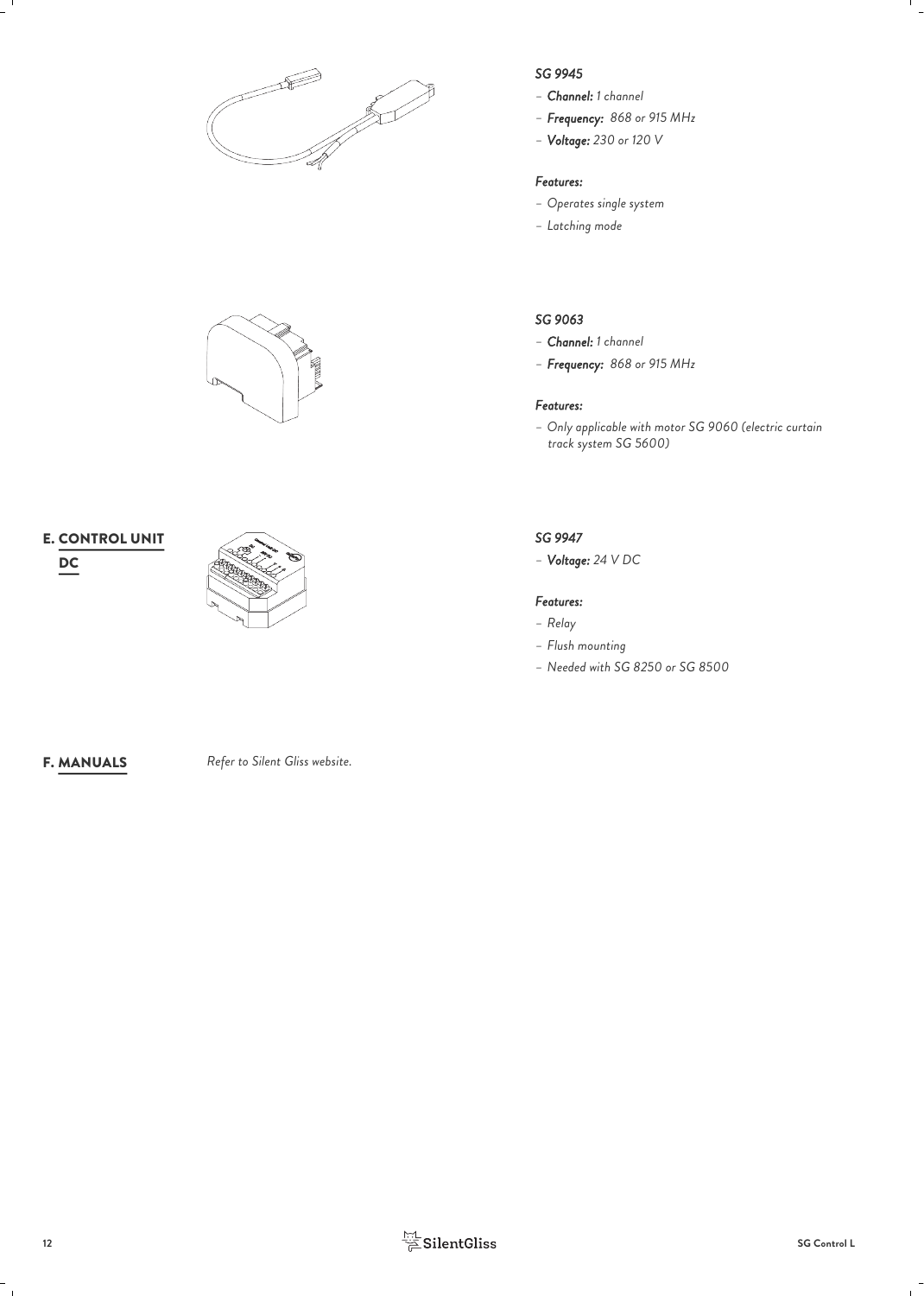*SG 9945*

- ***Channel:*** *1 channel*
- ***Frequency:*** *868 or 915 MHz*
- ***Voltage:*** *230 or 120 V*

***Features:***

- *Operates single system*
- *Latching mode*

*SG 9063*

- ***Channel:*** *1 channel*
- ***Frequency:*** *868 or 915 MHz*

***Features:***

- *Only applicable with motor SG 9060 (electric curtain track system SG 5600)*

## E. CONTROL UNIT

### DC

*SG 9947*

- ***Voltage:*** *24 V DC*

***Features:***

- *Relay*
- *Flush mounting*
- *Needed with SG 8250 or SG 8500*

## F. MANUALS

*Refer to Silent Gliss website.*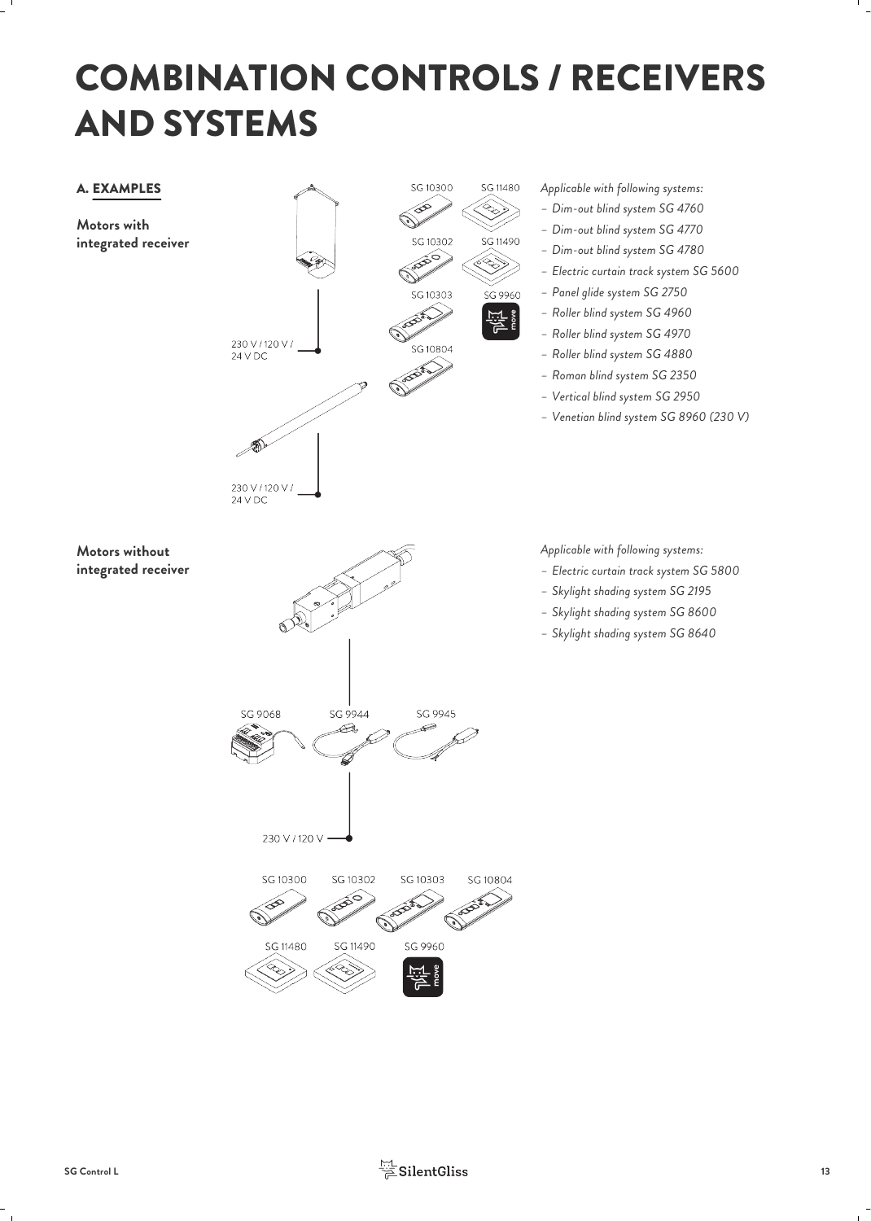# COMBINATION CONTROLS / RECEIVERS AND SYSTEMS

## A. EXAMPLES

**Motors with integrated receiver**

230 V / 120 V / 24 V DC

230 V / 120 V / 24 V DC

SG 10300 SG 11480

SG 10302 SG 11490

SG 10303 SG 9960

SG 10804

*Applicable with following systems:*

- *Dim-out blind system SG 4760*
- *Dim-out blind system SG 4770*
- *Dim-out blind system SG 4780*
- *Electric curtain track system SG 5600*
- *Panel glide system SG 2750*
- *Roller blind system SG 4960*
- *Roller blind system SG 4970*
- *Roller blind system SG 4880*
- *Roman blind system SG 2350*
- *Vertical blind system SG 2950*
- *Venetian blind system SG 8960 (230 V)*

**Motors without integrated receiver**

SG 9068 SG 9944 SG 9945

230 V / 120 V

SG 10300 SG 10302 SG 10303 SG 10804

SG 11480 SG 11490 SG 9960

*Applicable with following systems:*

- *Electric curtain track system SG 5800*
- *Skylight shading system SG 2195*
- *Skylight shading system SG 8600*
- *Skylight shading system SG 8640*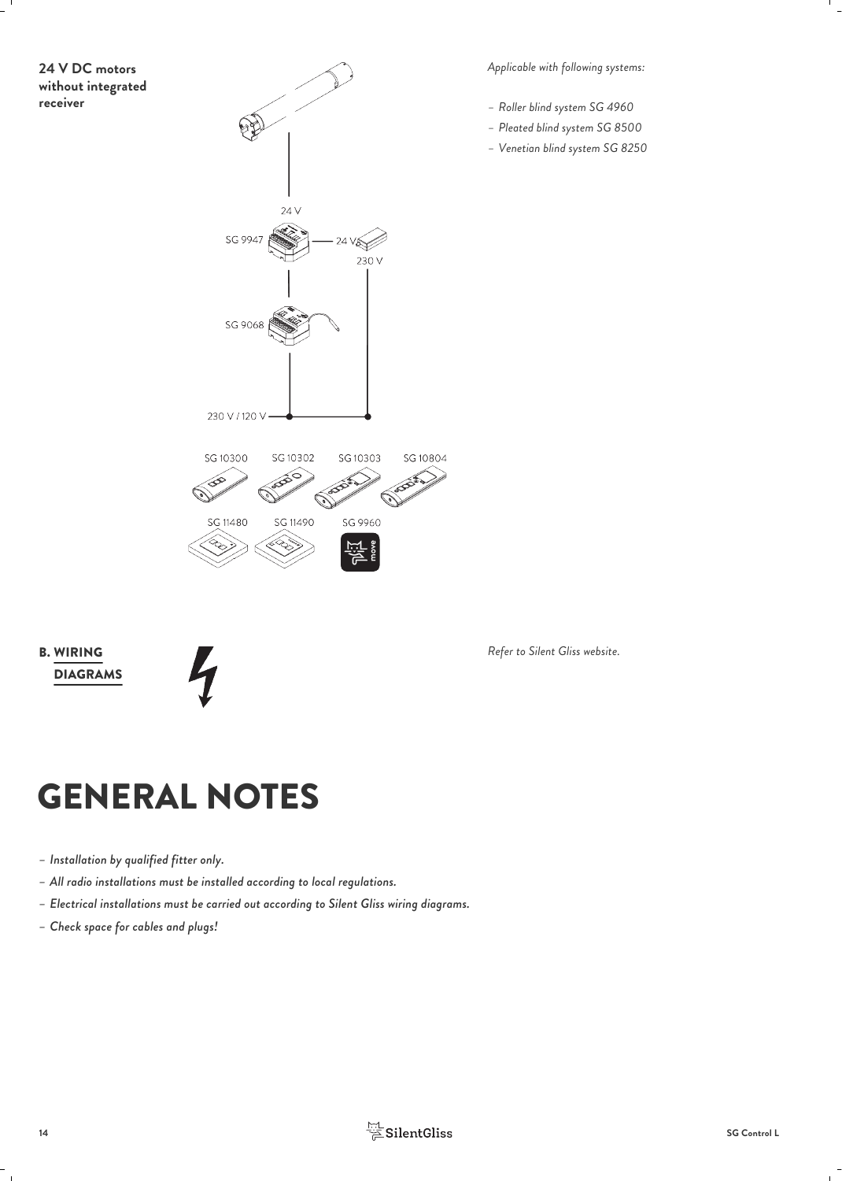**24 V DC motors without integrated receiver**

24 V

SG 9947

24 V

230 V

SG 9068

230 V / 120 V

SG 10300 SG 10302 SG 10303 SG 10804

SG 11480 SG 11490 SG 9960

*Applicable with following systems:*

- *Roller blind system SG 4960*
- *Pleated blind system SG 8500*
- *Venetian blind system SG 8250*

**B. WIRING DIAGRAMS**

*Refer to Silent Gliss website.*

# GENERAL NOTES

- ***Installation by qualified fitter only.***
- ***All radio installations must be installed according to local regulations.***
- ***Electrical installations must be carried out according to Silent Gliss wiring diagrams.***
- ***Check space for cables and plugs!***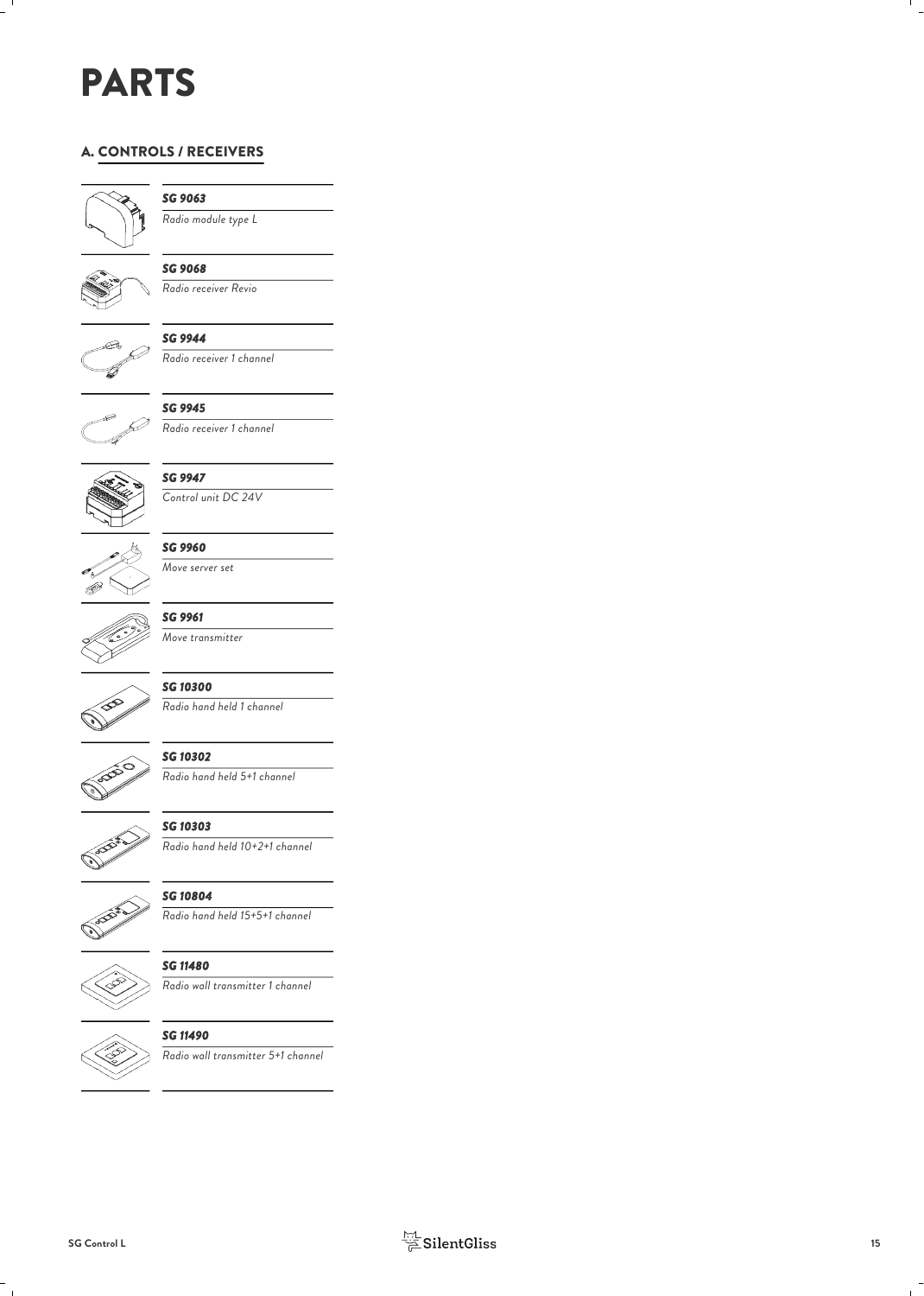# PARTS

## A. CONTROLS / RECEIVERS

***SG 9063***
*Radio module type L*

***SG 9068***
*Radio receiver Revio*

***SG 9944***
*Radio receiver 1 channel*

***SG 9945***
*Radio receiver 1 channel*

***SG 9947***
*Control unit DC 24V*

***SG 9960***
*Move server set*

***SG 9961***
*Move transmitter*

***SG 10300***
*Radio hand held 1 channel*

***SG 10302***
*Radio hand held 5+1 channel*

***SG 10303***
*Radio hand held 10+2+1 channel*

***SG 10804***
*Radio hand held 15+5+1 channel*

***SG 11480***
*Radio wall transmitter 1 channel*

***SG 11490***
*Radio wall transmitter 5+1 channel*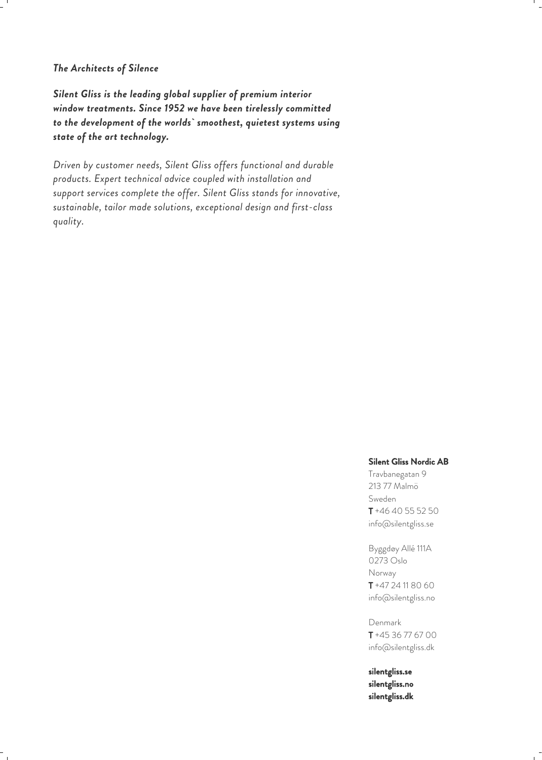***The Architects of Silence***

***Silent Gliss is the leading global supplier of premium interior window treatments. Since 1952 we have been tirelessly committed to the development of the worlds` smoothest, quietest systems using state of the art technology.***

*Driven by customer needs, Silent Gliss offers functional and durable products. Expert technical advice coupled with installation and support services complete the offer. Silent Gliss stands for innovative, sustainable, tailor made solutions, exceptional design and first-class quality.*

**Silent Gliss Nordic AB**
Travbanegatan 9
213 77 Malmö
Sweden
**T** +46 40 55 52 50
info@silentgliss.se

Byggdøy Allé 111A
0273 Oslo
Norway
**T** +47 24 11 80 60
info@silentgliss.no

Denmark
**T** +45 36 77 67 00
info@silentgliss.dk

**silentgliss.se**
**silentgliss.no**
**silentgliss.dk**